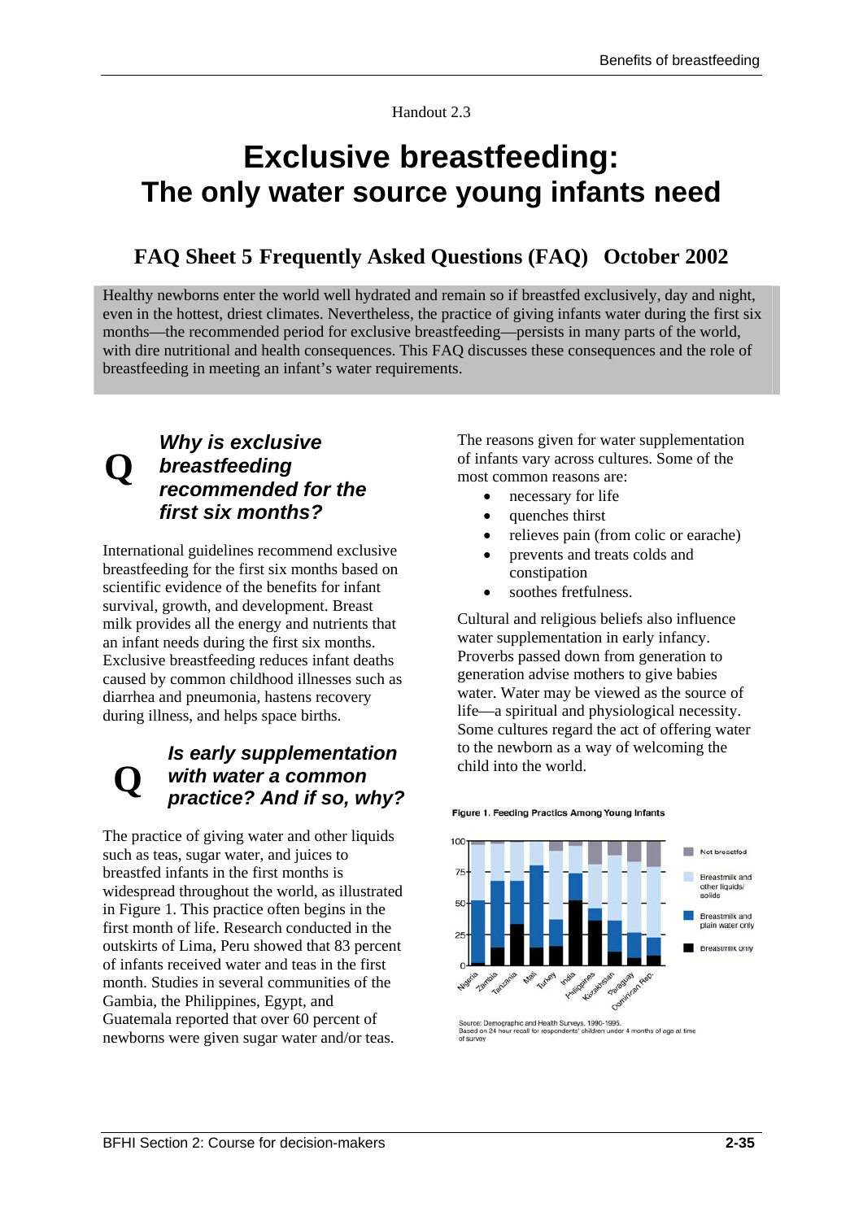Handout 2.3

# Exclusive breastfeeding: The only water source young infants need

## FAQ Sheet 5 Frequently Asked Questions (FAQ) October 2002

Healthy newborns enter the world well hydrated and remain so if breastfed exclusively, day and night, even in the hottest, driest climates. Nevertheless, the practice of giving infants water during the first six months—the recommended period for exclusive breastfeeding—persists in many parts of the world, with dire nutritional and health consequences. This FAQ discusses these consequences and the role of breastfeeding in meeting an infant's water requirements.

### Q *Why is exclusive breastfeeding recommended for the first six months?*

International guidelines recommend exclusive breastfeeding for the first six months based on scientific evidence of the benefits for infant survival, growth, and development. Breast milk provides all the energy and nutrients that an infant needs during the first six months. Exclusive breastfeeding reduces infant deaths caused by common childhood illnesses such as diarrhea and pneumonia, hastens recovery during illness, and helps space births.

### Q *Is early supplementation with water a common practice? And if so, why?*

The practice of giving water and other liquids such as teas, sugar water, and juices to breastfed infants in the first months is widespread throughout the world, as illustrated in Figure 1. This practice often begins in the first month of life. Research conducted in the outskirts of Lima, Peru showed that 83 percent of infants received water and teas in the first month. Studies in several communities of the Gambia, the Philippines, Egypt, and Guatemala reported that over 60 percent of newborns were given sugar water and/or teas.

The reasons given for water supplementation of infants vary across cultures. Some of the most common reasons are:

- necessary for life
- quenches thirst
- relieves pain (from colic or earache)
- prevents and treats colds and constipation
- soothes fretfulness.

Cultural and religious beliefs also influence water supplementation in early infancy. Proverbs passed down from generation to generation advise mothers to give babies water. Water may be viewed as the source of life—a spiritual and physiological necessity. Some cultures regard the act of offering water to the newborn as a way of welcoming the child into the world.

**Figure 1. Feeding Practics Among Young Infants**

Source: Demographic and Health Surveys, 1990-1995.
Based on 24 hour recall for respondents' children under 4 months of age at time of survey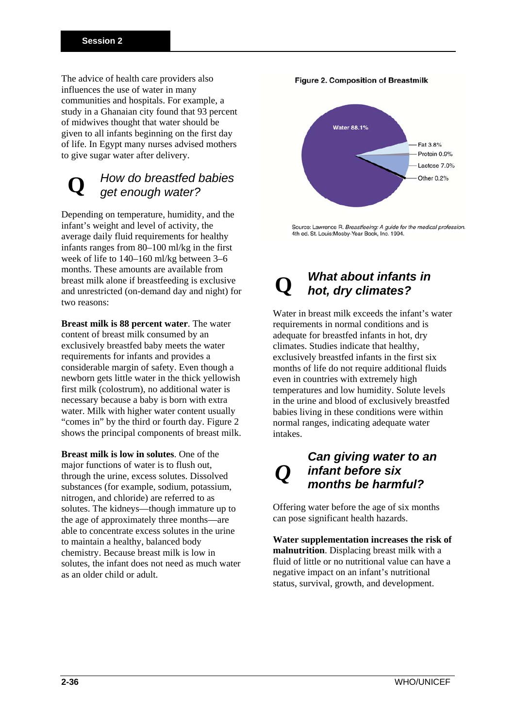The advice of health care providers also influences the use of water in many communities and hospitals. For example, a study in a Ghanaian city found that 93 percent of midwives thought that water should be given to all infants beginning on the first day of life. In Egypt many nurses advised mothers to give sugar water after delivery.

## Q *How do breastfed babies get enough water?*

Depending on temperature, humidity, and the infant's weight and level of activity, the average daily fluid requirements for healthy infants ranges from 80–100 ml/kg in the first week of life to 140–160 ml/kg between 3–6 months. These amounts are available from breast milk alone if breastfeeding is exclusive and unrestricted (on-demand day and night) for two reasons:

**Breast milk is 88 percent water**. The water content of breast milk consumed by an exclusively breastfed baby meets the water requirements for infants and provides a considerable margin of safety. Even though a newborn gets little water in the thick yellowish first milk (colostrum), no additional water is necessary because a baby is born with extra water. Milk with higher water content usually "comes in" by the third or fourth day. Figure 2 shows the principal components of breast milk.

**Breast milk is low in solutes**. One of the major functions of water is to flush out, through the urine, excess solutes. Dissolved substances (for example, sodium, potassium, nitrogen, and chloride) are referred to as solutes. The kidneys—though immature up to the age of approximately three months—are able to concentrate excess solutes in the urine to maintain a healthy, balanced body chemistry. Because breast milk is low in solutes, the infant does not need as much water as an older child or adult.

**Figure 2. Composition of Breastmilk**

Water 88.1%
Fat 3.8%
Protein 0.9%
Lactose 7.0%
Other 0.2%

Source: Lawrence R. *Breastfeeing: A guide for the medical profession.* 4th ed. St. Louis:Mosby-Year Book, Inc. 1994.

## Q ***What about infants in hot, dry climates?***

Water in breast milk exceeds the infant's water requirements in normal conditions and is adequate for breastfed infants in hot, dry climates. Studies indicate that healthy, exclusively breastfed infants in the first six months of life do not require additional fluids even in countries with extremely high temperatures and low humidity. Solute levels in the urine and blood of exclusively breastfed babies living in these conditions were within normal ranges, indicating adequate water intakes.

## Q ***Can giving water to an infant before six months be harmful?***

Offering water before the age of six months can pose significant health hazards.

**Water supplementation increases the risk of malnutrition**. Displacing breast milk with a fluid of little or no nutritional value can have a negative impact on an infant's nutritional status, survival, growth, and development.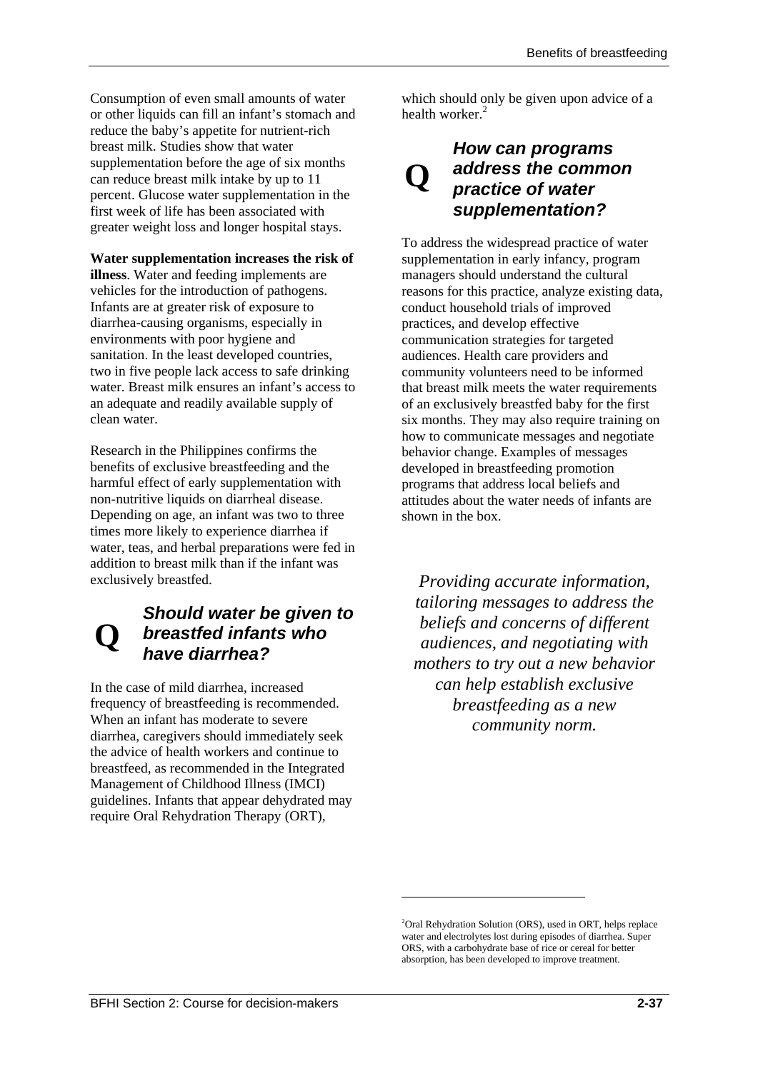Consumption of even small amounts of water or other liquids can fill an infant's stomach and reduce the baby's appetite for nutrient-rich breast milk. Studies show that water supplementation before the age of six months can reduce breast milk intake by up to 11 percent. Glucose water supplementation in the first week of life has been associated with greater weight loss and longer hospital stays.

**Water supplementation increases the risk of illness**. Water and feeding implements are vehicles for the introduction of pathogens. Infants are at greater risk of exposure to diarrhea-causing organisms, especially in environments with poor hygiene and sanitation. In the least developed countries, two in five people lack access to safe drinking water. Breast milk ensures an infant's access to an adequate and readily available supply of clean water.

Research in the Philippines confirms the benefits of exclusive breastfeeding and the harmful effect of early supplementation with non-nutritive liquids on diarrheal disease. Depending on age, an infant was two to three times more likely to experience diarrhea if water, teas, and herbal preparations were fed in addition to breast milk than if the infant was exclusively breastfed.

## Q *Should water be given to breastfed infants who have diarrhea?*

In the case of mild diarrhea, increased frequency of breastfeeding is recommended. When an infant has moderate to severe diarrhea, caregivers should immediately seek the advice of health workers and continue to breastfeed, as recommended in the Integrated Management of Childhood Illness (IMCI) guidelines. Infants that appear dehydrated may require Oral Rehydration Therapy (ORT), which should only be given upon advice of a health worker.[2]

## Q *How can programs address the common practice of water supplementation?*

To address the widespread practice of water supplementation in early infancy, program managers should understand the cultural reasons for this practice, analyze existing data, conduct household trials of improved practices, and develop effective communication strategies for targeted audiences. Health care providers and community volunteers need to be informed that breast milk meets the water requirements of an exclusively breastfed baby for the first six months. They may also require training on how to communicate messages and negotiate behavior change. Examples of messages developed in breastfeeding promotion programs that address local beliefs and attitudes about the water needs of infants are shown in the box.

*Providing accurate information, tailoring messages to address the beliefs and concerns of different audiences, and negotiating with mothers to try out a new behavior can help establish exclusive breastfeeding as a new community norm.*

---

[2]Oral Rehydration Solution (ORS), used in ORT, helps replace water and electrolytes lost during episodes of diarrhea. Super ORS, with a carbohydrate base of rice or cereal for better absorption, has been developed to improve treatment.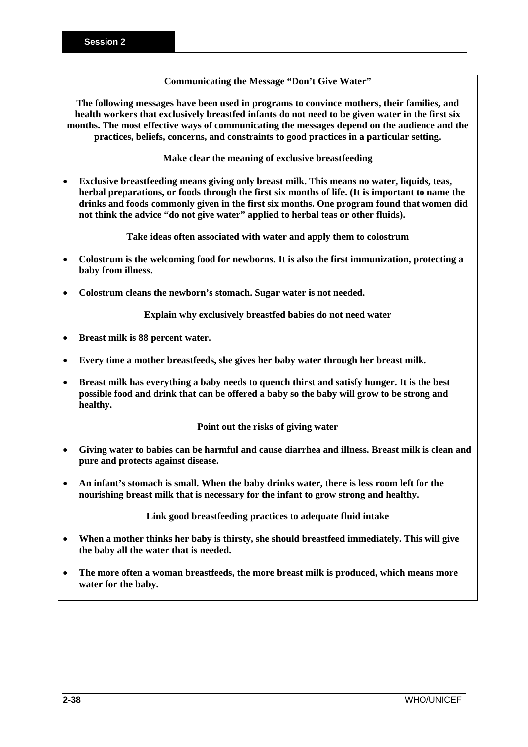## Communicating the Message "Don't Give Water"

**The following messages have been used in programs to convince mothers, their families, and health workers that exclusively breastfed infants do not need to be given water in the first six months. The most effective ways of communicating the messages depend on the audience and the practices, beliefs, concerns, and constraints to good practices in a particular setting.**

### Make clear the meaning of exclusive breastfeeding

- **Exclusive breastfeeding means giving only breast milk. This means no water, liquids, teas, herbal preparations, or foods through the first six months of life. (It is important to name the drinks and foods commonly given in the first six months. One program found that women did not think the advice "do not give water" applied to herbal teas or other fluids).**

### Take ideas often associated with water and apply them to colostrum

- **Colostrum is the welcoming food for newborns. It is also the first immunization, protecting a baby from illness.**
- **Colostrum cleans the newborn's stomach. Sugar water is not needed.**

### Explain why exclusively breastfed babies do not need water

- **Breast milk is 88 percent water.**
- **Every time a mother breastfeeds, she gives her baby water through her breast milk.**
- **Breast milk has everything a baby needs to quench thirst and satisfy hunger. It is the best possible food and drink that can be offered a baby so the baby will grow to be strong and healthy.**

### Point out the risks of giving water

- **Giving water to babies can be harmful and cause diarrhea and illness. Breast milk is clean and pure and protects against disease.**
- **An infant's stomach is small. When the baby drinks water, there is less room left for the nourishing breast milk that is necessary for the infant to grow strong and healthy.**

### Link good breastfeeding practices to adequate fluid intake

- **When a mother thinks her baby is thirsty, she should breastfeed immediately. This will give the baby all the water that is needed.**
- **The more often a woman breastfeeds, the more breast milk is produced, which means more water for the baby.**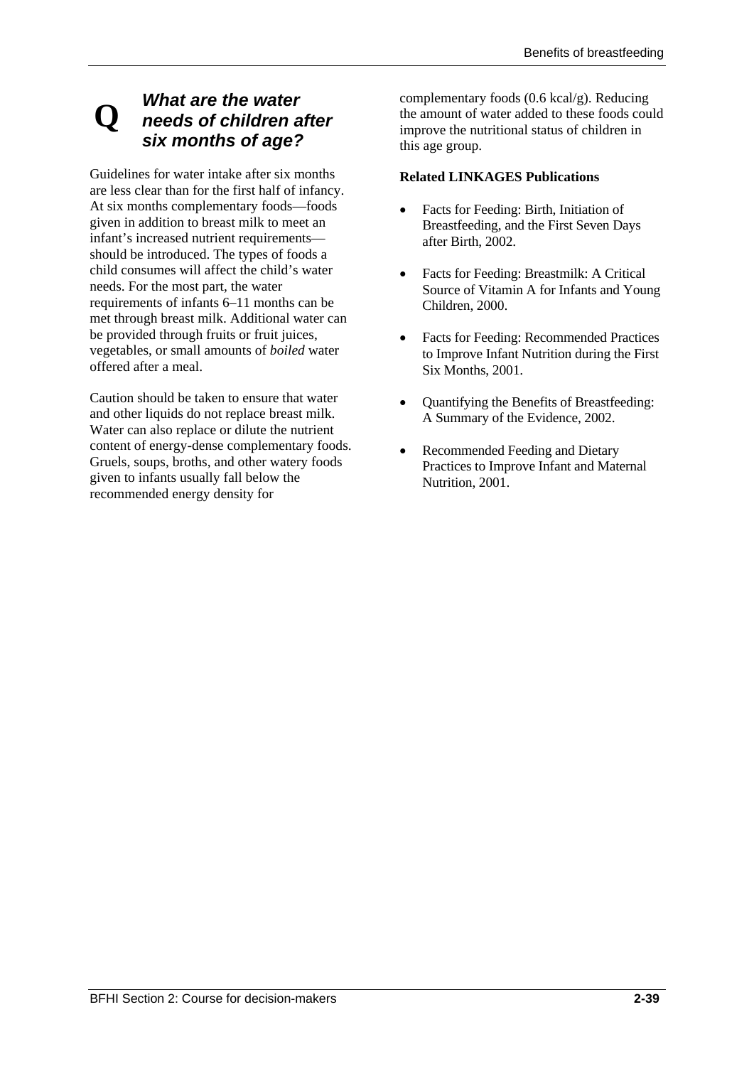## Q What are the water needs of children after six months of age?

Guidelines for water intake after six months are less clear than for the first half of infancy. At six months complementary foods—foods given in addition to breast milk to meet an infant's increased nutrient requirements—should be introduced. The types of foods a child consumes will affect the child's water needs. For the most part, the water requirements of infants 6–11 months can be met through breast milk. Additional water can be provided through fruits or fruit juices, vegetables, or small amounts of *boiled* water offered after a meal.

Caution should be taken to ensure that water and other liquids do not replace breast milk. Water can also replace or dilute the nutrient content of energy-dense complementary foods. Gruels, soups, broths, and other watery foods given to infants usually fall below the recommended energy density for complementary foods (0.6 kcal/g). Reducing the amount of water added to these foods could improve the nutritional status of children in this age group.

**Related LINKAGES Publications**

- Facts for Feeding: Birth, Initiation of Breastfeeding, and the First Seven Days after Birth, 2002.
- Facts for Feeding: Breastmilk: A Critical Source of Vitamin A for Infants and Young Children, 2000.
- Facts for Feeding: Recommended Practices to Improve Infant Nutrition during the First Six Months, 2001.
- Quantifying the Benefits of Breastfeeding: A Summary of the Evidence, 2002.
- Recommended Feeding and Dietary Practices to Improve Infant and Maternal Nutrition, 2001.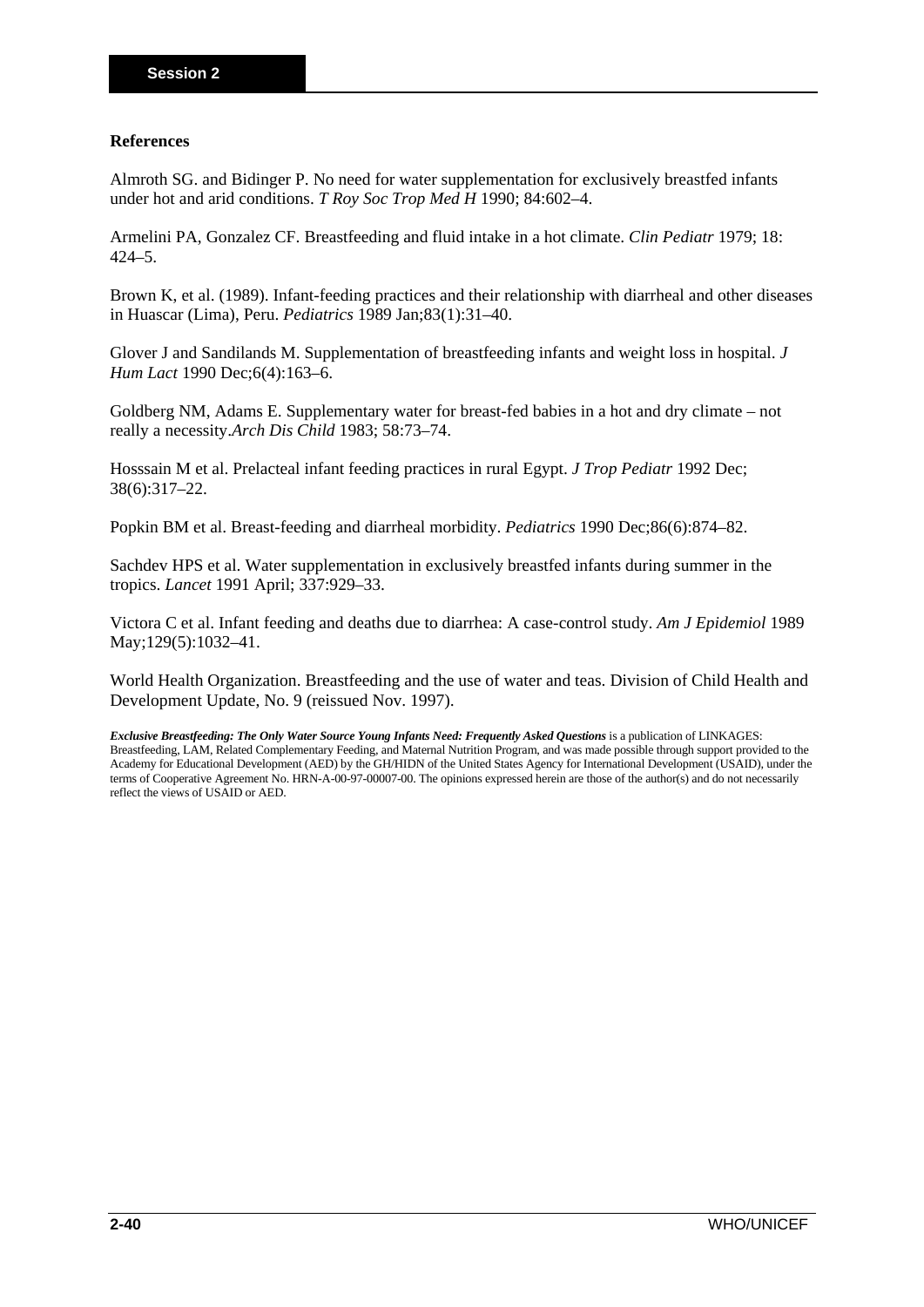### References

Almroth SG. and Bidinger P. No need for water supplementation for exclusively breastfed infants under hot and arid conditions. *T Roy Soc Trop Med H* 1990; 84:602–4.

Armelini PA, Gonzalez CF. Breastfeeding and fluid intake in a hot climate. *Clin Pediatr* 1979; 18: 424–5.

Brown K, et al. (1989). Infant-feeding practices and their relationship with diarrheal and other diseases in Huascar (Lima), Peru. *Pediatrics* 1989 Jan;83(1):31–40.

Glover J and Sandilands M. Supplementation of breastfeeding infants and weight loss in hospital. *J Hum Lact* 1990 Dec;6(4):163–6.

Goldberg NM, Adams E. Supplementary water for breast-fed babies in a hot and dry climate – not really a necessity.*Arch Dis Child* 1983; 58:73–74.

Hosssain M et al. Prelacteal infant feeding practices in rural Egypt. *J Trop Pediatr* 1992 Dec; 38(6):317–22.

Popkin BM et al. Breast-feeding and diarrheal morbidity. *Pediatrics* 1990 Dec;86(6):874–82.

Sachdev HPS et al. Water supplementation in exclusively breastfed infants during summer in the tropics. *Lancet* 1991 April; 337:929–33.

Victora C et al. Infant feeding and deaths due to diarrhea: A case-control study. *Am J Epidemiol* 1989 May;129(5):1032–41.

World Health Organization. Breastfeeding and the use of water and teas. Division of Child Health and Development Update, No. 9 (reissued Nov. 1997).

***Exclusive Breastfeeding: The Only Water Source Young Infants Need: Frequently Asked Questions*** is a publication of LINKAGES: Breastfeeding, LAM, Related Complementary Feeding, and Maternal Nutrition Program, and was made possible through support provided to the Academy for Educational Development (AED) by the GH/HIDN of the United States Agency for International Development (USAID), under the terms of Cooperative Agreement No. HRN-A-00-97-00007-00. The opinions expressed herein are those of the author(s) and do not necessarily reflect the views of USAID or AED.